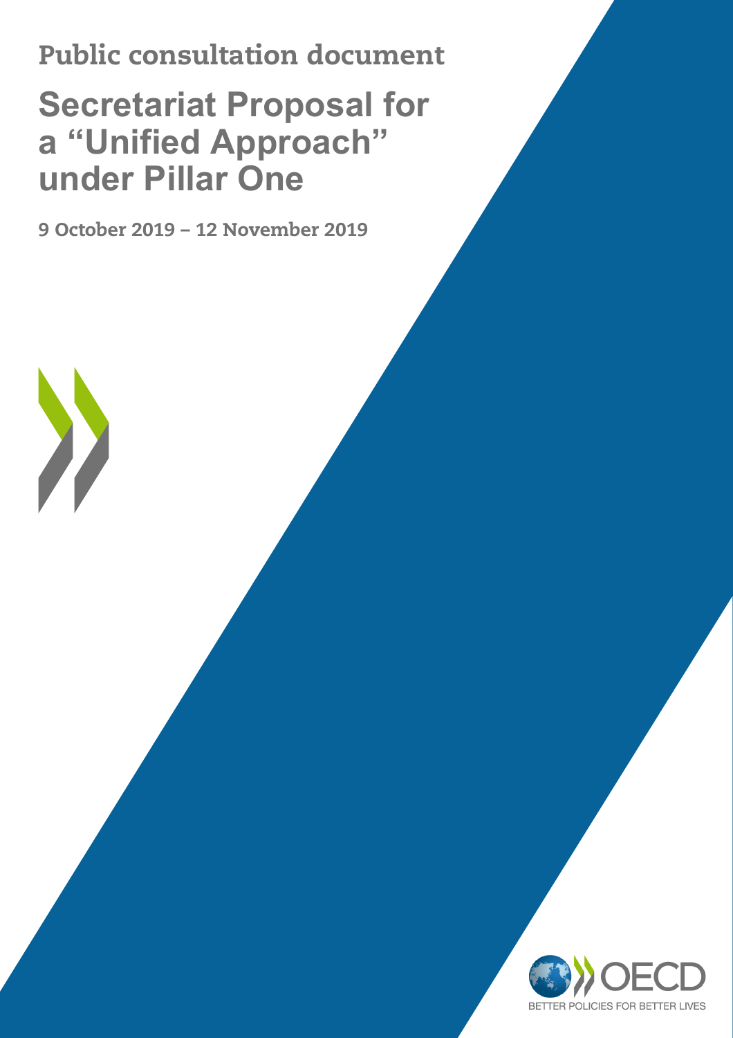Public consultation document

# Secretariat Proposal for a "Unified Approach" under Pillar One

9 October 2019 – 12 November 2019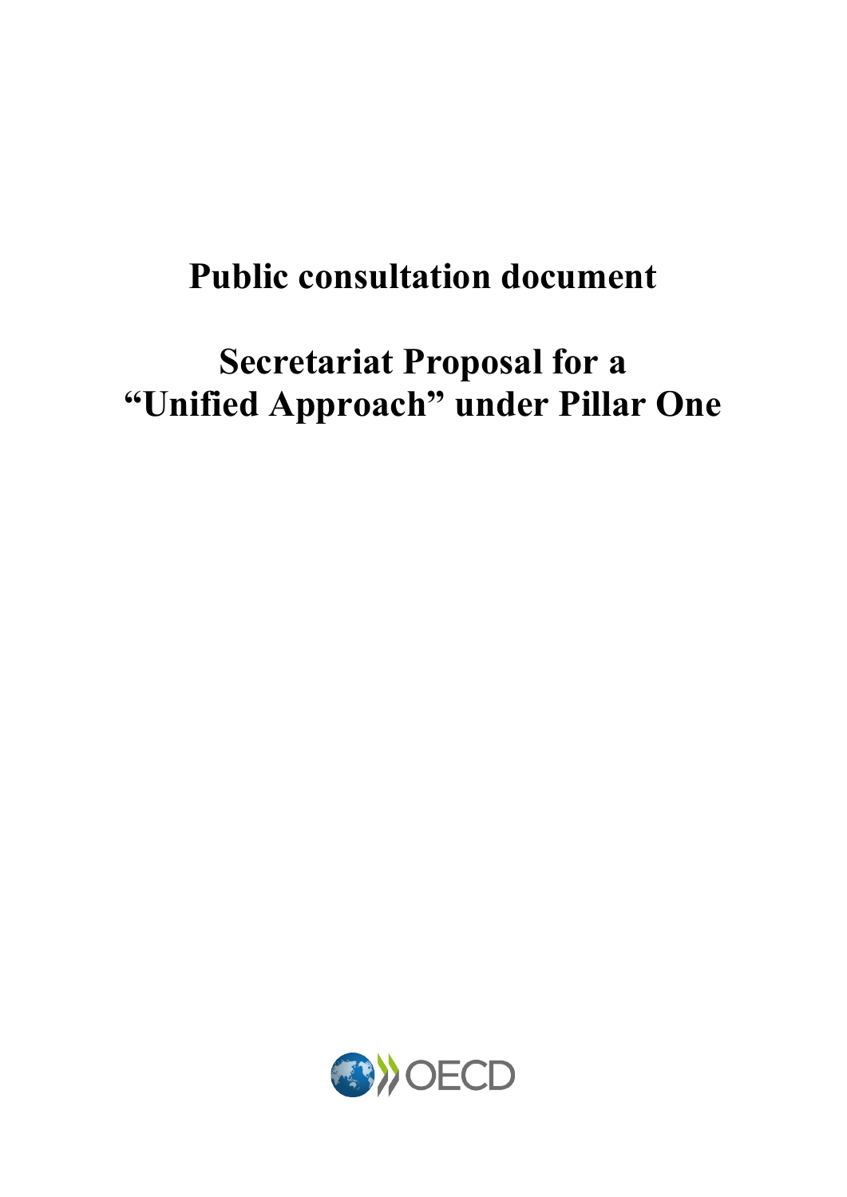# Public consultation document

# Secretariat Proposal for a "Unified Approach" under Pillar One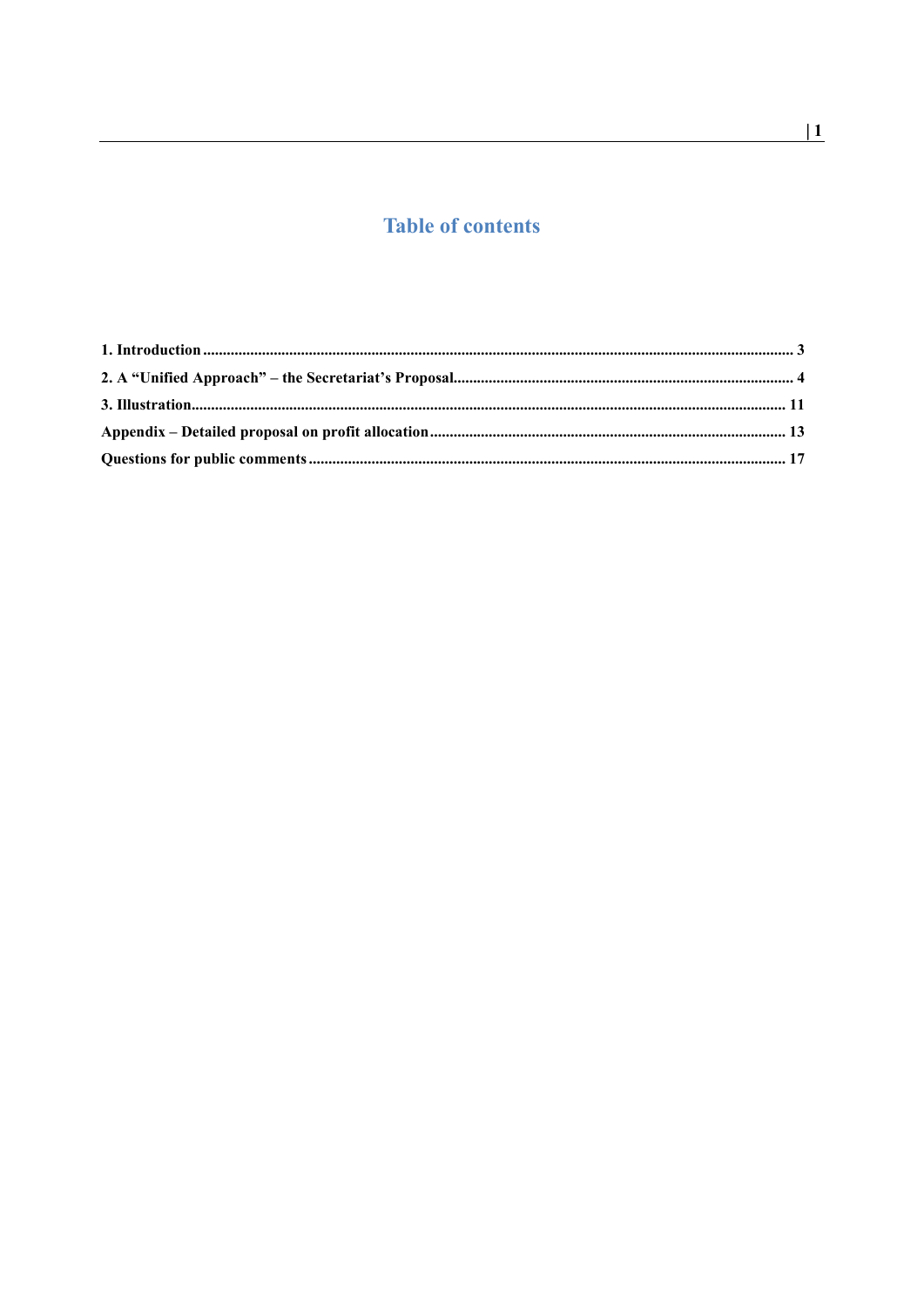# Table of contents

1. Introduction ........................................................ 3
2. A "Unified Approach" – the Secretariat's Proposal........................................................ 4
3. Illustration........................................................ 11
Appendix – Detailed proposal on profit allocation........................................................ 13
Questions for public comments........................................................ 17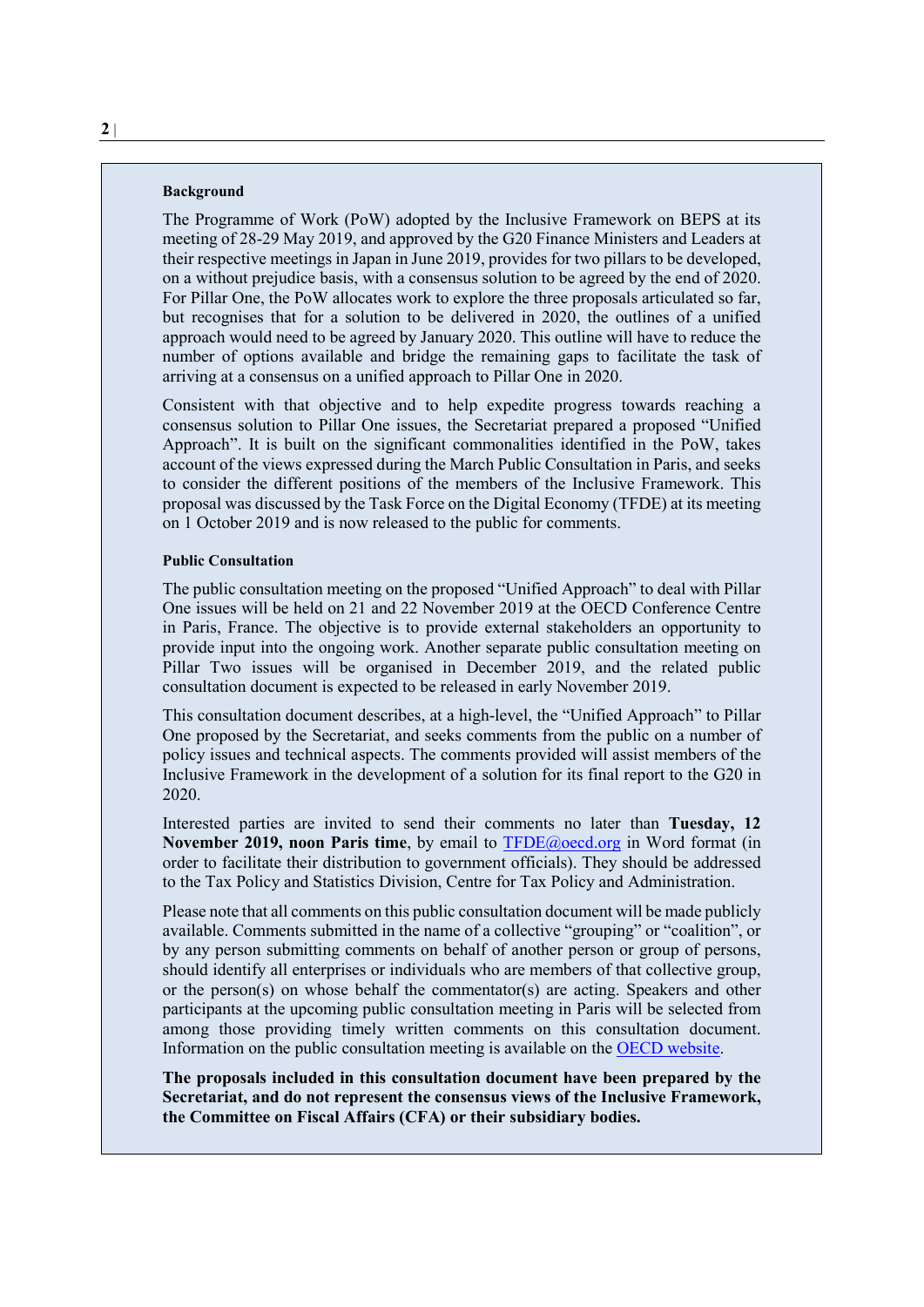**Background**

The Programme of Work (PoW) adopted by the Inclusive Framework on BEPS at its meeting of 28-29 May 2019, and approved by the G20 Finance Ministers and Leaders at their respective meetings in Japan in June 2019, provides for two pillars to be developed, on a without prejudice basis, with a consensus solution to be agreed by the end of 2020. For Pillar One, the PoW allocates work to explore the three proposals articulated so far, but recognises that for a solution to be delivered in 2020, the outlines of a unified approach would need to be agreed by January 2020. This outline will have to reduce the number of options available and bridge the remaining gaps to facilitate the task of arriving at a consensus on a unified approach to Pillar One in 2020.

Consistent with that objective and to help expedite progress towards reaching a consensus solution to Pillar One issues, the Secretariat prepared a proposed "Unified Approach". It is built on the significant commonalities identified in the PoW, takes account of the views expressed during the March Public Consultation in Paris, and seeks to consider the different positions of the members of the Inclusive Framework. This proposal was discussed by the Task Force on the Digital Economy (TFDE) at its meeting on 1 October 2019 and is now released to the public for comments.

**Public Consultation**

The public consultation meeting on the proposed "Unified Approach" to deal with Pillar One issues will be held on 21 and 22 November 2019 at the OECD Conference Centre in Paris, France. The objective is to provide external stakeholders an opportunity to provide input into the ongoing work. Another separate public consultation meeting on Pillar Two issues will be organised in December 2019, and the related public consultation document is expected to be released in early November 2019.

This consultation document describes, at a high-level, the "Unified Approach" to Pillar One proposed by the Secretariat, and seeks comments from the public on a number of policy issues and technical aspects. The comments provided will assist members of the Inclusive Framework in the development of a solution for its final report to the G20 in 2020.

Interested parties are invited to send their comments no later than **Tuesday, 12 November 2019, noon Paris time**, by email to TFDE@oecd.org in Word format (in order to facilitate their distribution to government officials). They should be addressed to the Tax Policy and Statistics Division, Centre for Tax Policy and Administration.

Please note that all comments on this public consultation document will be made publicly available. Comments submitted in the name of a collective "grouping" or "coalition", or by any person submitting comments on behalf of another person or group of persons, should identify all enterprises or individuals who are members of that collective group, or the person(s) on whose behalf the commentator(s) are acting. Speakers and other participants at the upcoming public consultation meeting in Paris will be selected from among those providing timely written comments on this consultation document. Information on the public consultation meeting is available on the OECD website.

**The proposals included in this consultation document have been prepared by the Secretariat, and do not represent the consensus views of the Inclusive Framework, the Committee on Fiscal Affairs (CFA) or their subsidiary bodies.**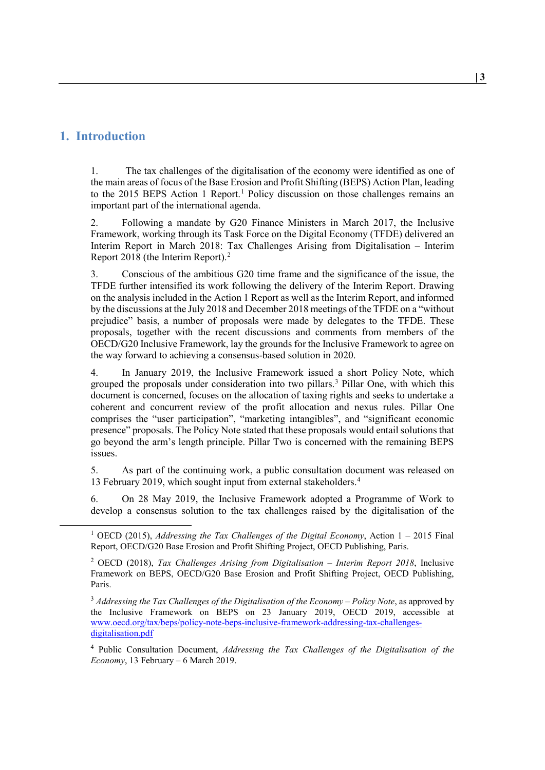# 1. Introduction

1. The tax challenges of the digitalisation of the economy were identified as one of the main areas of focus of the Base Erosion and Profit Shifting (BEPS) Action Plan, leading to the 2015 BEPS Action 1 Report.[1] Policy discussion on those challenges remains an important part of the international agenda.

2. Following a mandate by G20 Finance Ministers in March 2017, the Inclusive Framework, working through its Task Force on the Digital Economy (TFDE) delivered an Interim Report in March 2018: Tax Challenges Arising from Digitalisation – Interim Report 2018 (the Interim Report).[2]

3. Conscious of the ambitious G20 time frame and the significance of the issue, the TFDE further intensified its work following the delivery of the Interim Report. Drawing on the analysis included in the Action 1 Report as well as the Interim Report, and informed by the discussions at the July 2018 and December 2018 meetings of the TFDE on a "without prejudice" basis, a number of proposals were made by delegates to the TFDE. These proposals, together with the recent discussions and comments from members of the OECD/G20 Inclusive Framework, lay the grounds for the Inclusive Framework to agree on the way forward to achieving a consensus-based solution in 2020.

4. In January 2019, the Inclusive Framework issued a short Policy Note, which grouped the proposals under consideration into two pillars.[3] Pillar One, with which this document is concerned, focuses on the allocation of taxing rights and seeks to undertake a coherent and concurrent review of the profit allocation and nexus rules. Pillar One comprises the "user participation", "marketing intangibles", and "significant economic presence" proposals. The Policy Note stated that these proposals would entail solutions that go beyond the arm's length principle. Pillar Two is concerned with the remaining BEPS issues.

5. As part of the continuing work, a public consultation document was released on 13 February 2019, which sought input from external stakeholders.[4]

6. On 28 May 2019, the Inclusive Framework adopted a Programme of Work to develop a consensus solution to the tax challenges raised by the digitalisation of the

---

[1] OECD (2015), *Addressing the Tax Challenges of the Digital Economy*, Action 1 – 2015 Final Report, OECD/G20 Base Erosion and Profit Shifting Project, OECD Publishing, Paris.

[2] OECD (2018), *Tax Challenges Arising from Digitalisation – Interim Report 2018*, Inclusive Framework on BEPS, OECD/G20 Base Erosion and Profit Shifting Project, OECD Publishing, Paris.

[3] *Addressing the Tax Challenges of the Digitalisation of the Economy – Policy Note*, as approved by the Inclusive Framework on BEPS on 23 January 2019, OECD 2019, accessible at www.oecd.org/tax/beps/policy-note-beps-inclusive-framework-addressing-tax-challenges-digitalisation.pdf

[4] Public Consultation Document, *Addressing the Tax Challenges of the Digitalisation of the Economy*, 13 February – 6 March 2019.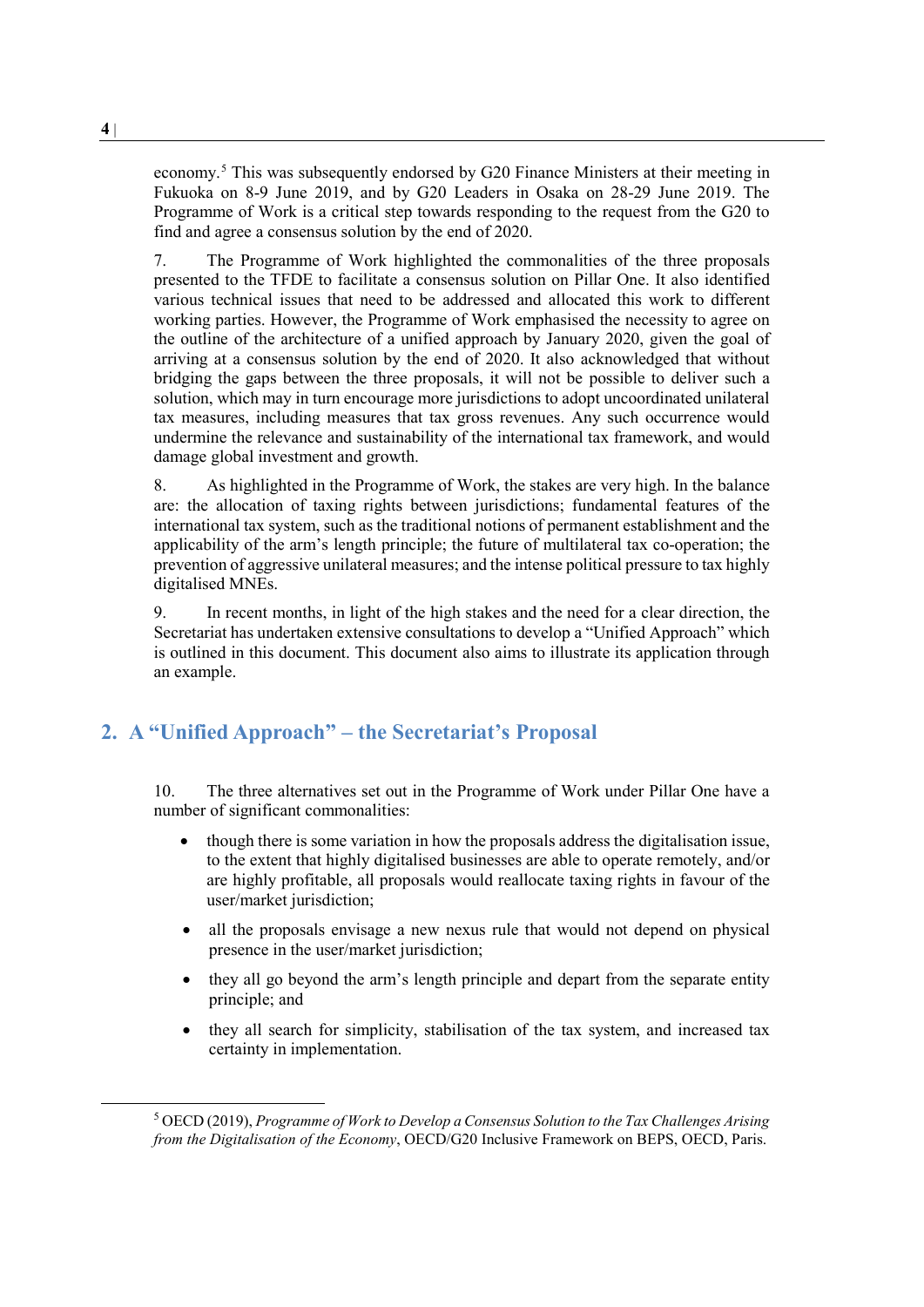economy.[5] This was subsequently endorsed by G20 Finance Ministers at their meeting in Fukuoka on 8-9 June 2019, and by G20 Leaders in Osaka on 28-29 June 2019. The Programme of Work is a critical step towards responding to the request from the G20 to find and agree a consensus solution by the end of 2020.

7. The Programme of Work highlighted the commonalities of the three proposals presented to the TFDE to facilitate a consensus solution on Pillar One. It also identified various technical issues that need to be addressed and allocated this work to different working parties. However, the Programme of Work emphasised the necessity to agree on the outline of the architecture of a unified approach by January 2020, given the goal of arriving at a consensus solution by the end of 2020. It also acknowledged that without bridging the gaps between the three proposals, it will not be possible to deliver such a solution, which may in turn encourage more jurisdictions to adopt uncoordinated unilateral tax measures, including measures that tax gross revenues. Any such occurrence would undermine the relevance and sustainability of the international tax framework, and would damage global investment and growth.

8. As highlighted in the Programme of Work, the stakes are very high. In the balance are: the allocation of taxing rights between jurisdictions; fundamental features of the international tax system, such as the traditional notions of permanent establishment and the applicability of the arm's length principle; the future of multilateral tax co-operation; the prevention of aggressive unilateral measures; and the intense political pressure to tax highly digitalised MNEs.

9. In recent months, in light of the high stakes and the need for a clear direction, the Secretariat has undertaken extensive consultations to develop a "Unified Approach" which is outlined in this document. This document also aims to illustrate its application through an example.

## 2. A "Unified Approach" – the Secretariat's Proposal

10. The three alternatives set out in the Programme of Work under Pillar One have a number of significant commonalities:

- though there is some variation in how the proposals address the digitalisation issue, to the extent that highly digitalised businesses are able to operate remotely, and/or are highly profitable, all proposals would reallocate taxing rights in favour of the user/market jurisdiction;
- all the proposals envisage a new nexus rule that would not depend on physical presence in the user/market jurisdiction;
- they all go beyond the arm's length principle and depart from the separate entity principle; and
- they all search for simplicity, stabilisation of the tax system, and increased tax certainty in implementation.

[5] OECD (2019), *Programme of Work to Develop a Consensus Solution to the Tax Challenges Arising from the Digitalisation of the Economy*, OECD/G20 Inclusive Framework on BEPS, OECD, Paris.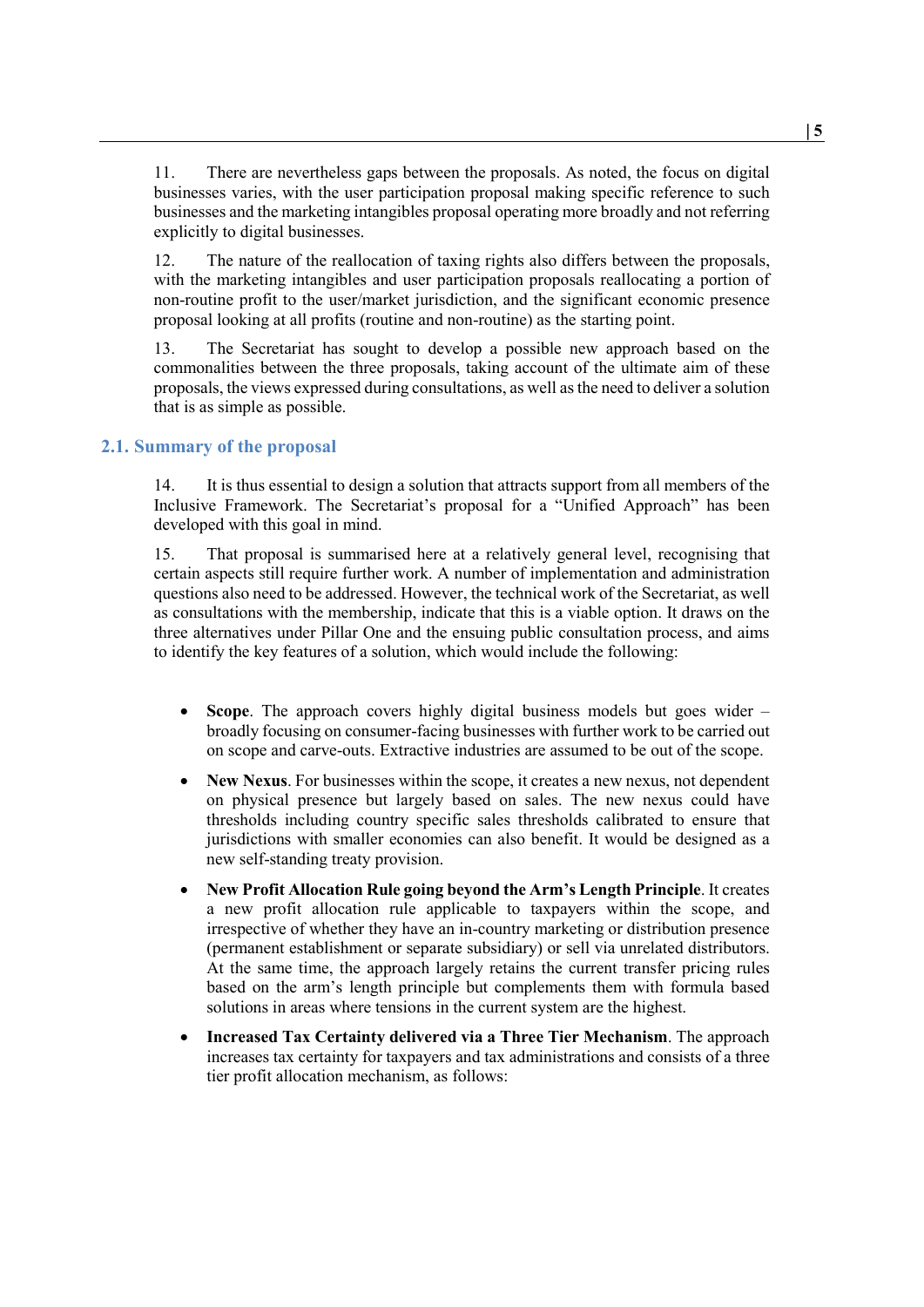11. There are nevertheless gaps between the proposals. As noted, the focus on digital businesses varies, with the user participation proposal making specific reference to such businesses and the marketing intangibles proposal operating more broadly and not referring explicitly to digital businesses.

12. The nature of the reallocation of taxing rights also differs between the proposals, with the marketing intangibles and user participation proposals reallocating a portion of non-routine profit to the user/market jurisdiction, and the significant economic presence proposal looking at all profits (routine and non-routine) as the starting point.

13. The Secretariat has sought to develop a possible new approach based on the commonalities between the three proposals, taking account of the ultimate aim of these proposals, the views expressed during consultations, as well as the need to deliver a solution that is as simple as possible.

## 2.1. Summary of the proposal

14. It is thus essential to design a solution that attracts support from all members of the Inclusive Framework. The Secretariat's proposal for a "Unified Approach" has been developed with this goal in mind.

15. That proposal is summarised here at a relatively general level, recognising that certain aspects still require further work. A number of implementation and administration questions also need to be addressed. However, the technical work of the Secretariat, as well as consultations with the membership, indicate that this is a viable option. It draws on the three alternatives under Pillar One and the ensuing public consultation process, and aims to identify the key features of a solution, which would include the following:

- **Scope**. The approach covers highly digital business models but goes wider – broadly focusing on consumer-facing businesses with further work to be carried out on scope and carve-outs. Extractive industries are assumed to be out of the scope.
- **New Nexus**. For businesses within the scope, it creates a new nexus, not dependent on physical presence but largely based on sales. The new nexus could have thresholds including country specific sales thresholds calibrated to ensure that jurisdictions with smaller economies can also benefit. It would be designed as a new self-standing treaty provision.
- **New Profit Allocation Rule going beyond the Arm's Length Principle**. It creates a new profit allocation rule applicable to taxpayers within the scope, and irrespective of whether they have an in-country marketing or distribution presence (permanent establishment or separate subsidiary) or sell via unrelated distributors. At the same time, the approach largely retains the current transfer pricing rules based on the arm's length principle but complements them with formula based solutions in areas where tensions in the current system are the highest.
- **Increased Tax Certainty delivered via a Three Tier Mechanism**. The approach increases tax certainty for taxpayers and tax administrations and consists of a three tier profit allocation mechanism, as follows: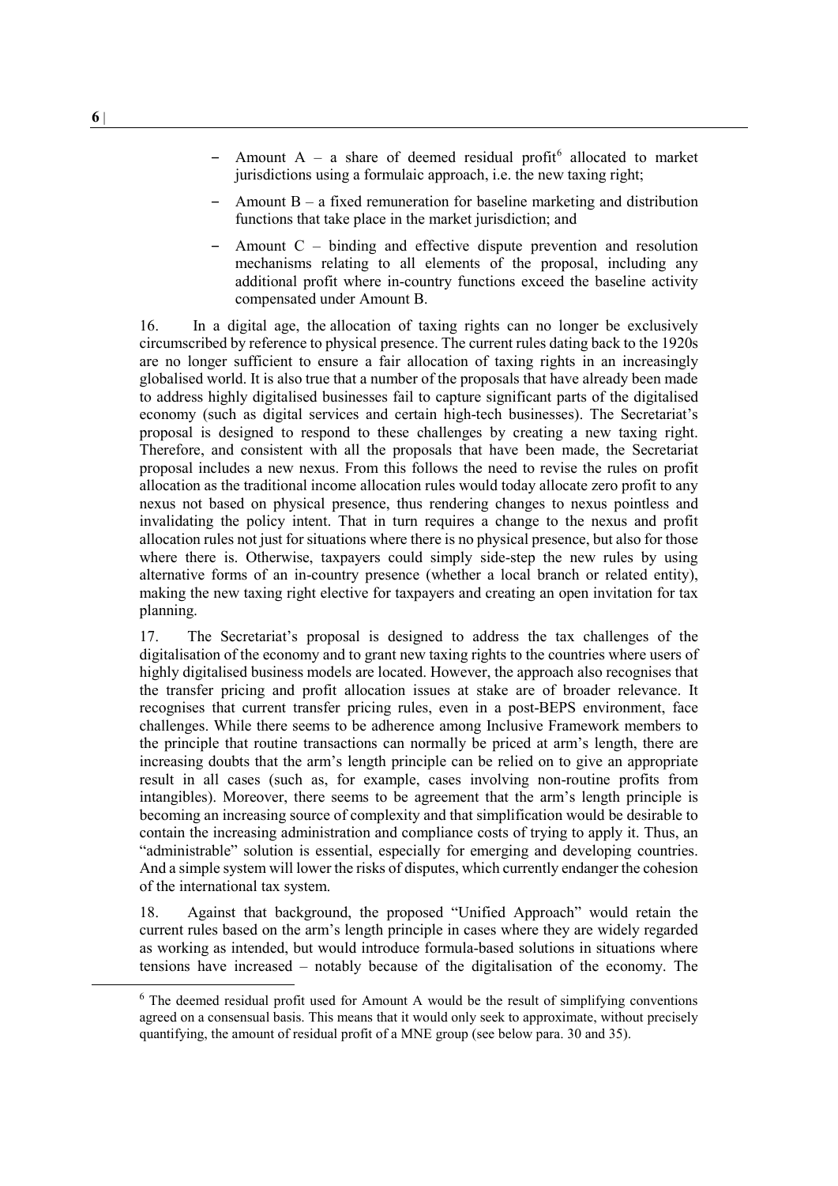- Amount A – a share of deemed residual profit[6] allocated to market jurisdictions using a formulaic approach, i.e. the new taxing right;
- Amount B – a fixed remuneration for baseline marketing and distribution functions that take place in the market jurisdiction; and
- Amount C – binding and effective dispute prevention and resolution mechanisms relating to all elements of the proposal, including any additional profit where in-country functions exceed the baseline activity compensated under Amount B.

16. In a digital age, the allocation of taxing rights can no longer be exclusively circumscribed by reference to physical presence. The current rules dating back to the 1920s are no longer sufficient to ensure a fair allocation of taxing rights in an increasingly globalised world. It is also true that a number of the proposals that have already been made to address highly digitalised businesses fail to capture significant parts of the digitalised economy (such as digital services and certain high-tech businesses). The Secretariat's proposal is designed to respond to these challenges by creating a new taxing right. Therefore, and consistent with all the proposals that have been made, the Secretariat proposal includes a new nexus. From this follows the need to revise the rules on profit allocation as the traditional income allocation rules would today allocate zero profit to any nexus not based on physical presence, thus rendering changes to nexus pointless and invalidating the policy intent. That in turn requires a change to the nexus and profit allocation rules not just for situations where there is no physical presence, but also for those where there is. Otherwise, taxpayers could simply side-step the new rules by using alternative forms of an in-country presence (whether a local branch or related entity), making the new taxing right elective for taxpayers and creating an open invitation for tax planning.

17. The Secretariat's proposal is designed to address the tax challenges of the digitalisation of the economy and to grant new taxing rights to the countries where users of highly digitalised business models are located. However, the approach also recognises that the transfer pricing and profit allocation issues at stake are of broader relevance. It recognises that current transfer pricing rules, even in a post-BEPS environment, face challenges. While there seems to be adherence among Inclusive Framework members to the principle that routine transactions can normally be priced at arm's length, there are increasing doubts that the arm's length principle can be relied on to give an appropriate result in all cases (such as, for example, cases involving non-routine profits from intangibles). Moreover, there seems to be agreement that the arm's length principle is becoming an increasing source of complexity and that simplification would be desirable to contain the increasing administration and compliance costs of trying to apply it. Thus, an "administrable" solution is essential, especially for emerging and developing countries. And a simple system will lower the risks of disputes, which currently endanger the cohesion of the international tax system.

18. Against that background, the proposed "Unified Approach" would retain the current rules based on the arm's length principle in cases where they are widely regarded as working as intended, but would introduce formula-based solutions in situations where tensions have increased – notably because of the digitalisation of the economy. The

[6] The deemed residual profit used for Amount A would be the result of simplifying conventions agreed on a consensual basis. This means that it would only seek to approximate, without precisely quantifying, the amount of residual profit of a MNE group (see below para. 30 and 35).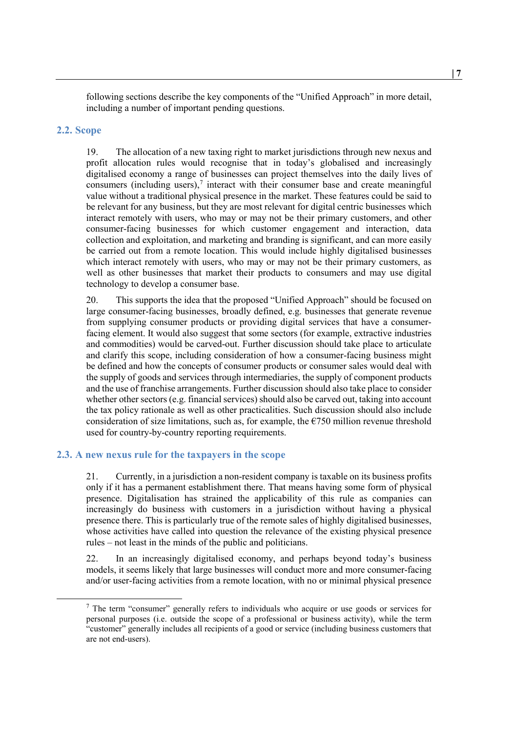following sections describe the key components of the "Unified Approach" in more detail, including a number of important pending questions.

## 2.2. Scope

19. The allocation of a new taxing right to market jurisdictions through new nexus and profit allocation rules would recognise that in today's globalised and increasingly digitalised economy a range of businesses can project themselves into the daily lives of consumers (including users),[7] interact with their consumer base and create meaningful value without a traditional physical presence in the market. These features could be said to be relevant for any business, but they are most relevant for digital centric businesses which interact remotely with users, who may or may not be their primary customers, and other consumer-facing businesses for which customer engagement and interaction, data collection and exploitation, and marketing and branding is significant, and can more easily be carried out from a remote location. This would include highly digitalised businesses which interact remotely with users, who may or may not be their primary customers, as well as other businesses that market their products to consumers and may use digital technology to develop a consumer base.

20. This supports the idea that the proposed "Unified Approach" should be focused on large consumer-facing businesses, broadly defined, e.g. businesses that generate revenue from supplying consumer products or providing digital services that have a consumer-facing element. It would also suggest that some sectors (for example, extractive industries and commodities) would be carved-out. Further discussion should take place to articulate and clarify this scope, including consideration of how a consumer-facing business might be defined and how the concepts of consumer products or consumer sales would deal with the supply of goods and services through intermediaries, the supply of component products and the use of franchise arrangements. Further discussion should also take place to consider whether other sectors (e.g. financial services) should also be carved out, taking into account the tax policy rationale as well as other practicalities. Such discussion should also include consideration of size limitations, such as, for example, the €750 million revenue threshold used for country-by-country reporting requirements.

## 2.3. A new nexus rule for the taxpayers in the scope

21. Currently, in a jurisdiction a non-resident company is taxable on its business profits only if it has a permanent establishment there. That means having some form of physical presence. Digitalisation has strained the applicability of this rule as companies can increasingly do business with customers in a jurisdiction without having a physical presence there. This is particularly true of the remote sales of highly digitalised businesses, whose activities have called into question the relevance of the existing physical presence rules – not least in the minds of the public and politicians.

22. In an increasingly digitalised economy, and perhaps beyond today's business models, it seems likely that large businesses will conduct more and more consumer-facing and/or user-facing activities from a remote location, with no or minimal physical presence

[7] The term "consumer" generally refers to individuals who acquire or use goods or services for personal purposes (i.e. outside the scope of a professional or business activity), while the term "customer" generally includes all recipients of a good or service (including business customers that are not end-users).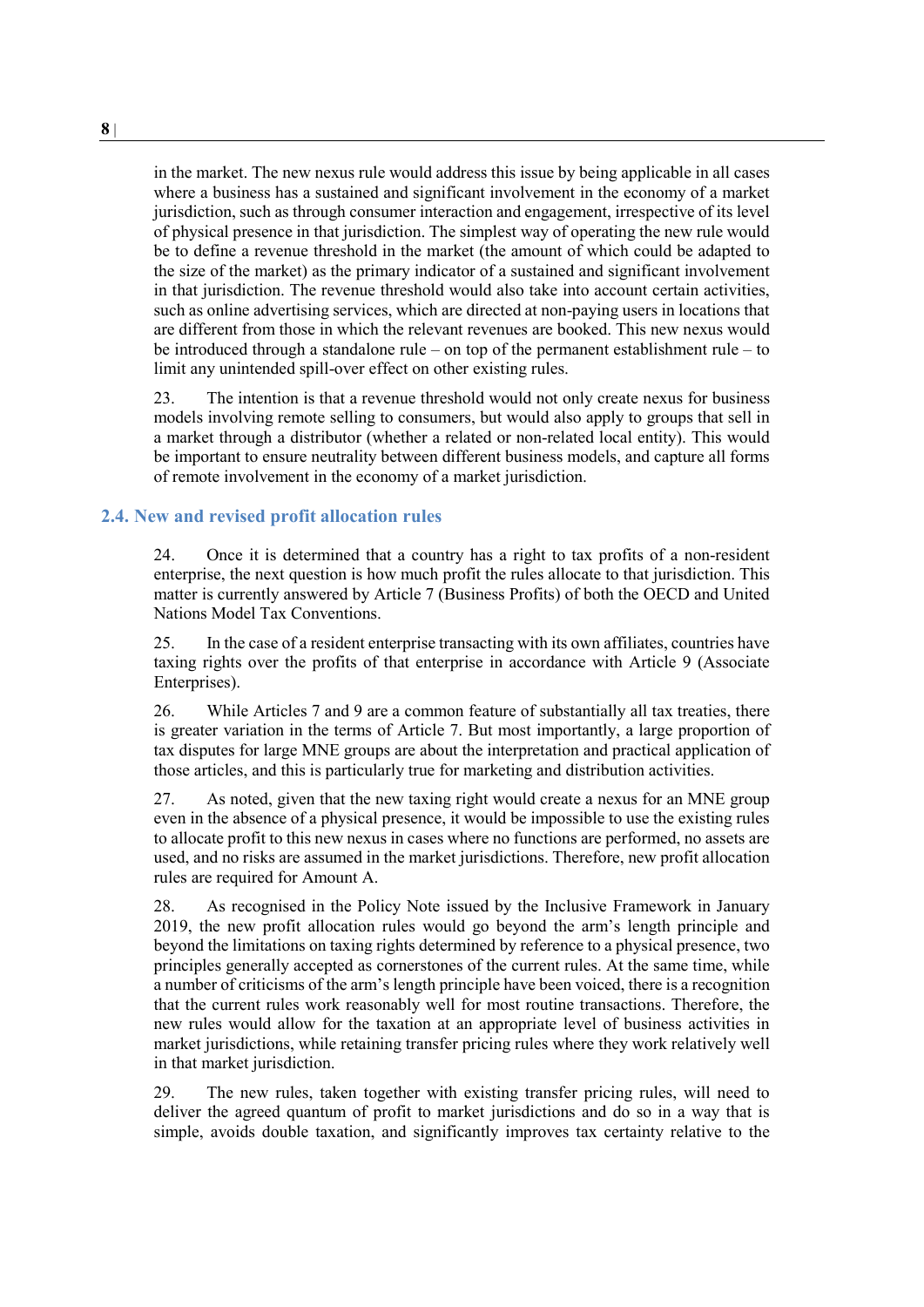in the market. The new nexus rule would address this issue by being applicable in all cases where a business has a sustained and significant involvement in the economy of a market jurisdiction, such as through consumer interaction and engagement, irrespective of its level of physical presence in that jurisdiction. The simplest way of operating the new rule would be to define a revenue threshold in the market (the amount of which could be adapted to the size of the market) as the primary indicator of a sustained and significant involvement in that jurisdiction. The revenue threshold would also take into account certain activities, such as online advertising services, which are directed at non-paying users in locations that are different from those in which the relevant revenues are booked. This new nexus would be introduced through a standalone rule – on top of the permanent establishment rule – to limit any unintended spill-over effect on other existing rules.

23. The intention is that a revenue threshold would not only create nexus for business models involving remote selling to consumers, but would also apply to groups that sell in a market through a distributor (whether a related or non-related local entity). This would be important to ensure neutrality between different business models, and capture all forms of remote involvement in the economy of a market jurisdiction.

## 2.4. New and revised profit allocation rules

24. Once it is determined that a country has a right to tax profits of a non-resident enterprise, the next question is how much profit the rules allocate to that jurisdiction. This matter is currently answered by Article 7 (Business Profits) of both the OECD and United Nations Model Tax Conventions.

25. In the case of a resident enterprise transacting with its own affiliates, countries have taxing rights over the profits of that enterprise in accordance with Article 9 (Associate Enterprises).

26. While Articles 7 and 9 are a common feature of substantially all tax treaties, there is greater variation in the terms of Article 7. But most importantly, a large proportion of tax disputes for large MNE groups are about the interpretation and practical application of those articles, and this is particularly true for marketing and distribution activities.

27. As noted, given that the new taxing right would create a nexus for an MNE group even in the absence of a physical presence, it would be impossible to use the existing rules to allocate profit to this new nexus in cases where no functions are performed, no assets are used, and no risks are assumed in the market jurisdictions. Therefore, new profit allocation rules are required for Amount A.

28. As recognised in the Policy Note issued by the Inclusive Framework in January 2019, the new profit allocation rules would go beyond the arm's length principle and beyond the limitations on taxing rights determined by reference to a physical presence, two principles generally accepted as cornerstones of the current rules. At the same time, while a number of criticisms of the arm's length principle have been voiced, there is a recognition that the current rules work reasonably well for most routine transactions. Therefore, the new rules would allow for the taxation at an appropriate level of business activities in market jurisdictions, while retaining transfer pricing rules where they work relatively well in that market jurisdiction.

29. The new rules, taken together with existing transfer pricing rules, will need to deliver the agreed quantum of profit to market jurisdictions and do so in a way that is simple, avoids double taxation, and significantly improves tax certainty relative to the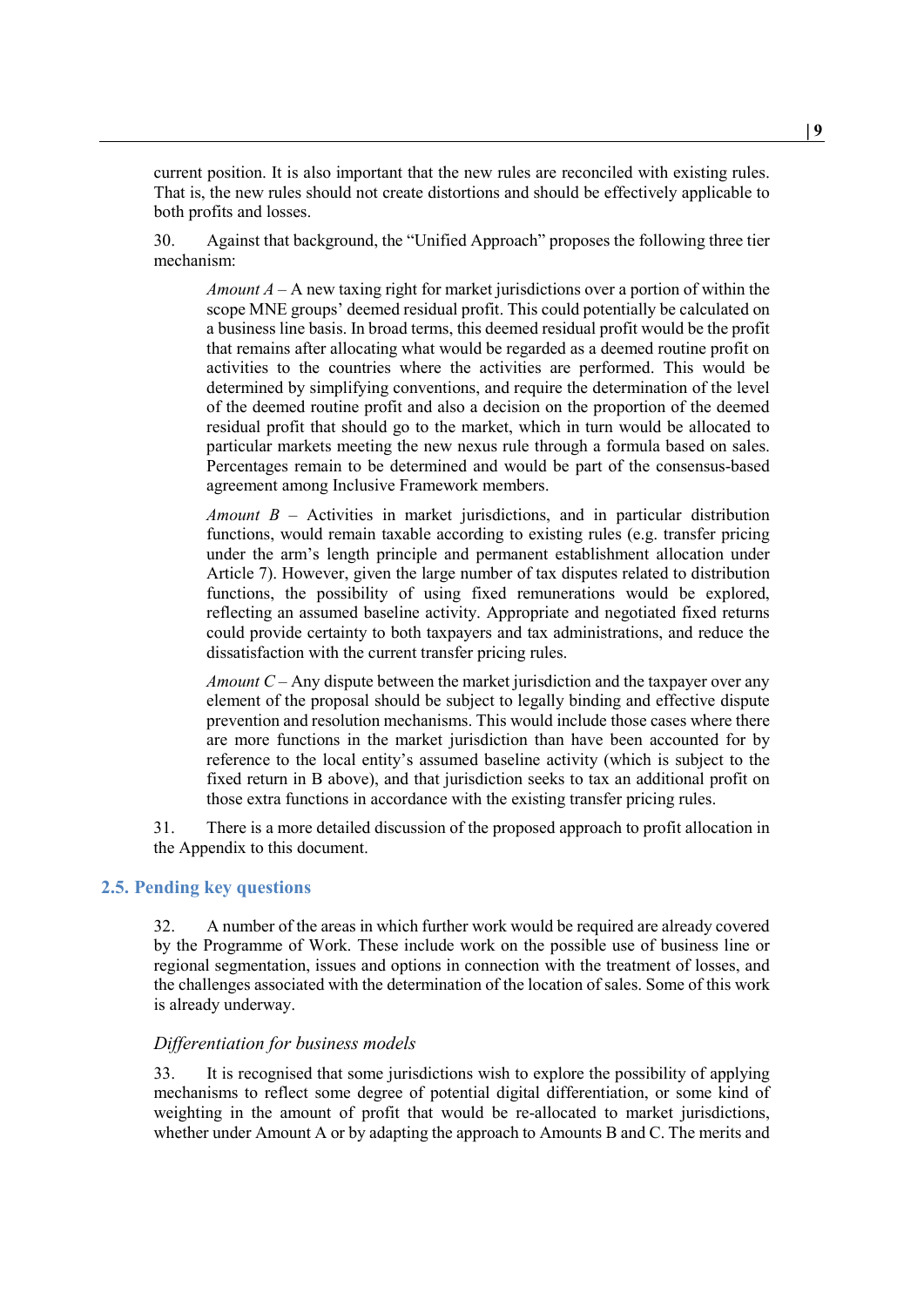current position. It is also important that the new rules are reconciled with existing rules. That is, the new rules should not create distortions and should be effectively applicable to both profits and losses.

30. Against that background, the "Unified Approach" proposes the following three tier mechanism:

> *Amount A* – A new taxing right for market jurisdictions over a portion of within the scope MNE groups' deemed residual profit. This could potentially be calculated on a business line basis. In broad terms, this deemed residual profit would be the profit that remains after allocating what would be regarded as a deemed routine profit on activities to the countries where the activities are performed. This would be determined by simplifying conventions, and require the determination of the level of the deemed routine profit and also a decision on the proportion of the deemed residual profit that should go to the market, which in turn would be allocated to particular markets meeting the new nexus rule through a formula based on sales. Percentages remain to be determined and would be part of the consensus-based agreement among Inclusive Framework members.
>
> *Amount B* – Activities in market jurisdictions, and in particular distribution functions, would remain taxable according to existing rules (e.g. transfer pricing under the arm's length principle and permanent establishment allocation under Article 7). However, given the large number of tax disputes related to distribution functions, the possibility of using fixed remunerations would be explored, reflecting an assumed baseline activity. Appropriate and negotiated fixed returns could provide certainty to both taxpayers and tax administrations, and reduce the dissatisfaction with the current transfer pricing rules.
>
> *Amount C* – Any dispute between the market jurisdiction and the taxpayer over any element of the proposal should be subject to legally binding and effective dispute prevention and resolution mechanisms. This would include those cases where there are more functions in the market jurisdiction than have been accounted for by reference to the local entity's assumed baseline activity (which is subject to the fixed return in B above), and that jurisdiction seeks to tax an additional profit on those extra functions in accordance with the existing transfer pricing rules.

31. There is a more detailed discussion of the proposed approach to profit allocation in the Appendix to this document.

## 2.5. Pending key questions

32. A number of the areas in which further work would be required are already covered by the Programme of Work. These include work on the possible use of business line or regional segmentation, issues and options in connection with the treatment of losses, and the challenges associated with the determination of the location of sales. Some of this work is already underway.

### *Differentiation for business models*

33. It is recognised that some jurisdictions wish to explore the possibility of applying mechanisms to reflect some degree of potential digital differentiation, or some kind of weighting in the amount of profit that would be re-allocated to market jurisdictions, whether under Amount A or by adapting the approach to Amounts B and C. The merits and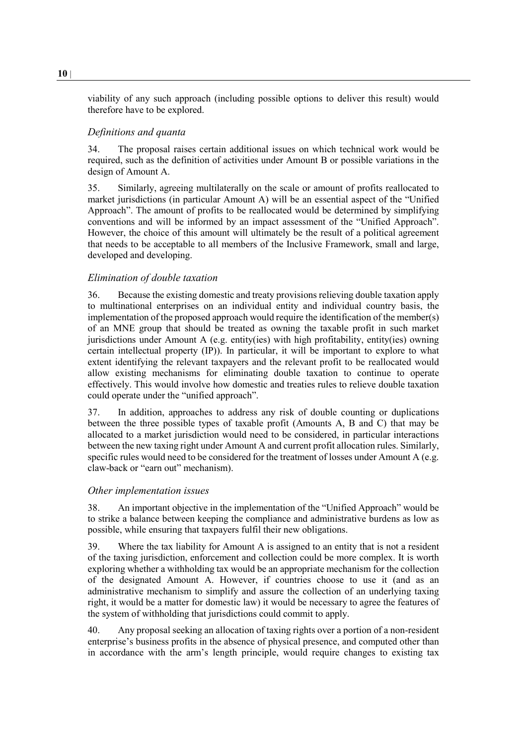viability of any such approach (including possible options to deliver this result) would therefore have to be explored.

### *Definitions and quanta*

34. The proposal raises certain additional issues on which technical work would be required, such as the definition of activities under Amount B or possible variations in the design of Amount A.

35. Similarly, agreeing multilaterally on the scale or amount of profits reallocated to market jurisdictions (in particular Amount A) will be an essential aspect of the "Unified Approach". The amount of profits to be reallocated would be determined by simplifying conventions and will be informed by an impact assessment of the "Unified Approach". However, the choice of this amount will ultimately be the result of a political agreement that needs to be acceptable to all members of the Inclusive Framework, small and large, developed and developing.

### *Elimination of double taxation*

36. Because the existing domestic and treaty provisions relieving double taxation apply to multinational enterprises on an individual entity and individual country basis, the implementation of the proposed approach would require the identification of the member(s) of an MNE group that should be treated as owning the taxable profit in such market jurisdictions under Amount A (e.g. entity(ies) with high profitability, entity(ies) owning certain intellectual property (IP)). In particular, it will be important to explore to what extent identifying the relevant taxpayers and the relevant profit to be reallocated would allow existing mechanisms for eliminating double taxation to continue to operate effectively. This would involve how domestic and treaties rules to relieve double taxation could operate under the "unified approach".

37. In addition, approaches to address any risk of double counting or duplications between the three possible types of taxable profit (Amounts A, B and C) that may be allocated to a market jurisdiction would need to be considered, in particular interactions between the new taxing right under Amount A and current profit allocation rules. Similarly, specific rules would need to be considered for the treatment of losses under Amount A (e.g. claw-back or "earn out" mechanism).

### *Other implementation issues*

38. An important objective in the implementation of the "Unified Approach" would be to strike a balance between keeping the compliance and administrative burdens as low as possible, while ensuring that taxpayers fulfil their new obligations.

39. Where the tax liability for Amount A is assigned to an entity that is not a resident of the taxing jurisdiction, enforcement and collection could be more complex. It is worth exploring whether a withholding tax would be an appropriate mechanism for the collection of the designated Amount A. However, if countries choose to use it (and as an administrative mechanism to simplify and assure the collection of an underlying taxing right, it would be a matter for domestic law) it would be necessary to agree the features of the system of withholding that jurisdictions could commit to apply.

40. Any proposal seeking an allocation of taxing rights over a portion of a non-resident enterprise's business profits in the absence of physical presence, and computed other than in accordance with the arm's length principle, would require changes to existing tax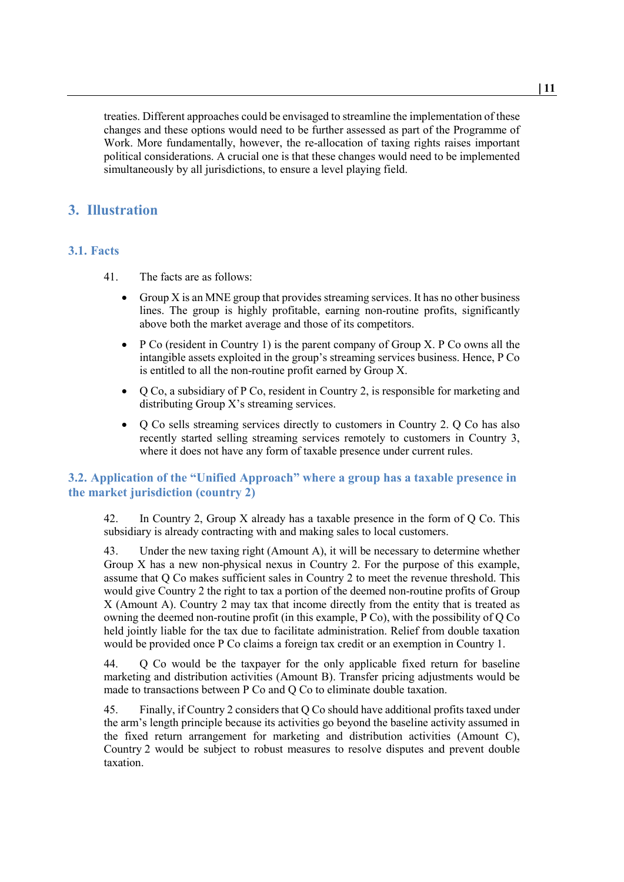treaties. Different approaches could be envisaged to streamline the implementation of these changes and these options would need to be further assessed as part of the Programme of Work. More fundamentally, however, the re-allocation of taxing rights raises important political considerations. A crucial one is that these changes would need to be implemented simultaneously by all jurisdictions, to ensure a level playing field.

## 3. Illustration

### 3.1. Facts

41. The facts are as follows:

- Group X is an MNE group that provides streaming services. It has no other business lines. The group is highly profitable, earning non-routine profits, significantly above both the market average and those of its competitors.
- P Co (resident in Country 1) is the parent company of Group X. P Co owns all the intangible assets exploited in the group's streaming services business. Hence, P Co is entitled to all the non-routine profit earned by Group X.
- Q Co, a subsidiary of P Co, resident in Country 2, is responsible for marketing and distributing Group X's streaming services.
- Q Co sells streaming services directly to customers in Country 2. Q Co has also recently started selling streaming services remotely to customers in Country 3, where it does not have any form of taxable presence under current rules.

### 3.2. Application of the "Unified Approach" where a group has a taxable presence in the market jurisdiction (country 2)

42. In Country 2, Group X already has a taxable presence in the form of Q Co. This subsidiary is already contracting with and making sales to local customers.

43. Under the new taxing right (Amount A), it will be necessary to determine whether Group X has a new non-physical nexus in Country 2. For the purpose of this example, assume that Q Co makes sufficient sales in Country 2 to meet the revenue threshold. This would give Country 2 the right to tax a portion of the deemed non-routine profits of Group X (Amount A). Country 2 may tax that income directly from the entity that is treated as owning the deemed non-routine profit (in this example, P Co), with the possibility of Q Co held jointly liable for the tax due to facilitate administration. Relief from double taxation would be provided once P Co claims a foreign tax credit or an exemption in Country 1.

44. Q Co would be the taxpayer for the only applicable fixed return for baseline marketing and distribution activities (Amount B). Transfer pricing adjustments would be made to transactions between P Co and Q Co to eliminate double taxation.

45. Finally, if Country 2 considers that Q Co should have additional profits taxed under the arm's length principle because its activities go beyond the baseline activity assumed in the fixed return arrangement for marketing and distribution activities (Amount C), Country 2 would be subject to robust measures to resolve disputes and prevent double taxation.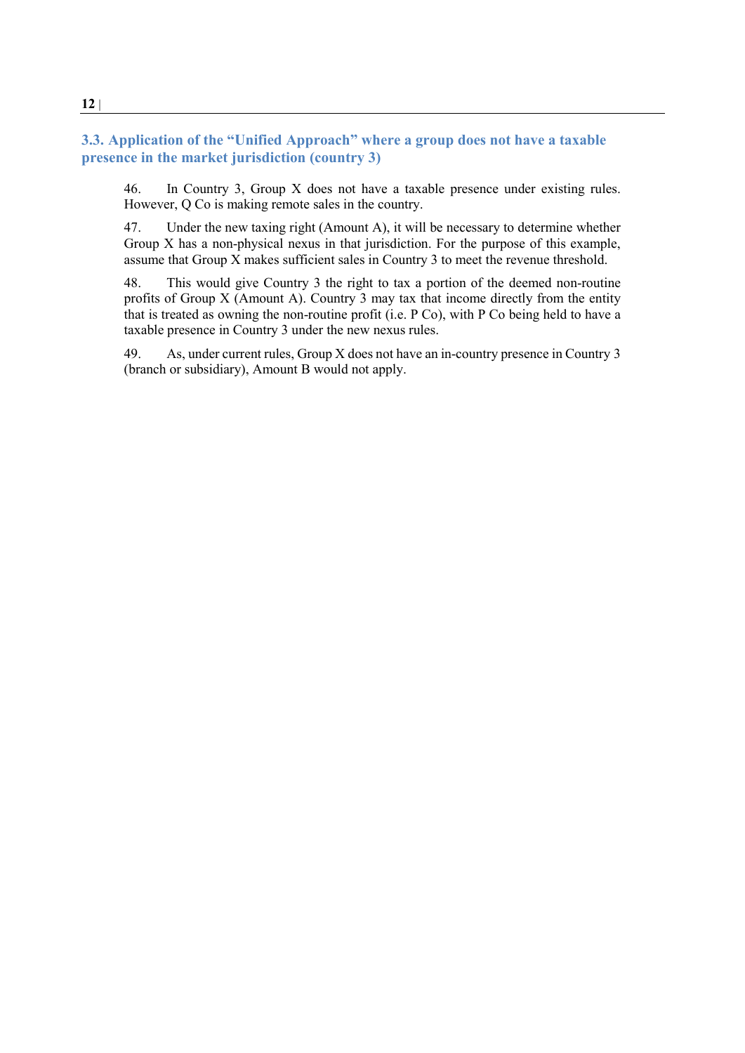### 3.3. Application of the "Unified Approach" where a group does not have a taxable presence in the market jurisdiction (country 3)

46. In Country 3, Group X does not have a taxable presence under existing rules. However, Q Co is making remote sales in the country.

47. Under the new taxing right (Amount A), it will be necessary to determine whether Group X has a non-physical nexus in that jurisdiction. For the purpose of this example, assume that Group X makes sufficient sales in Country 3 to meet the revenue threshold.

48. This would give Country 3 the right to tax a portion of the deemed non-routine profits of Group X (Amount A). Country 3 may tax that income directly from the entity that is treated as owning the non-routine profit (i.e. P Co), with P Co being held to have a taxable presence in Country 3 under the new nexus rules.

49. As, under current rules, Group X does not have an in-country presence in Country 3 (branch or subsidiary), Amount B would not apply.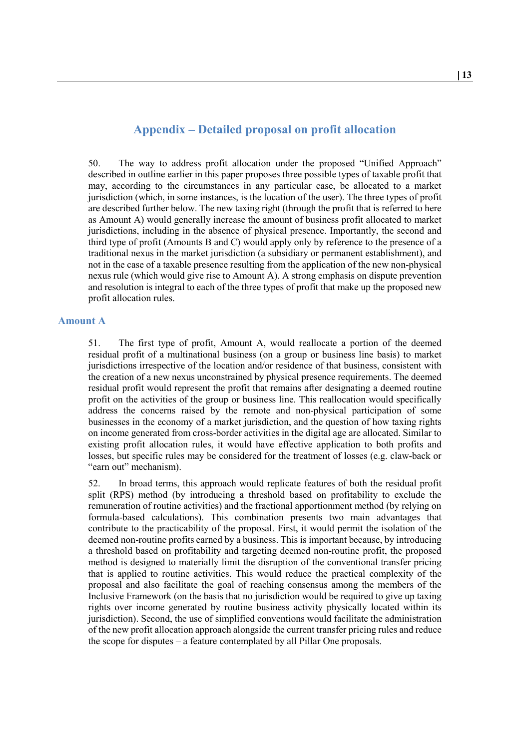# Appendix – Detailed proposal on profit allocation

50. The way to address profit allocation under the proposed "Unified Approach" described in outline earlier in this paper proposes three possible types of taxable profit that may, according to the circumstances in any particular case, be allocated to a market jurisdiction (which, in some instances, is the location of the user). The three types of profit are described further below. The new taxing right (through the profit that is referred to here as Amount A) would generally increase the amount of business profit allocated to market jurisdictions, including in the absence of physical presence. Importantly, the second and third type of profit (Amounts B and C) would apply only by reference to the presence of a traditional nexus in the market jurisdiction (a subsidiary or permanent establishment), and not in the case of a taxable presence resulting from the application of the new non-physical nexus rule (which would give rise to Amount A). A strong emphasis on dispute prevention and resolution is integral to each of the three types of profit that make up the proposed new profit allocation rules.

## Amount A

51. The first type of profit, Amount A, would reallocate a portion of the deemed residual profit of a multinational business (on a group or business line basis) to market jurisdictions irrespective of the location and/or residence of that business, consistent with the creation of a new nexus unconstrained by physical presence requirements. The deemed residual profit would represent the profit that remains after designating a deemed routine profit on the activities of the group or business line. This reallocation would specifically address the concerns raised by the remote and non-physical participation of some businesses in the economy of a market jurisdiction, and the question of how taxing rights on income generated from cross-border activities in the digital age are allocated. Similar to existing profit allocation rules, it would have effective application to both profits and losses, but specific rules may be considered for the treatment of losses (e.g. claw-back or "earn out" mechanism).

52. In broad terms, this approach would replicate features of both the residual profit split (RPS) method (by introducing a threshold based on profitability to exclude the remuneration of routine activities) and the fractional apportionment method (by relying on formula-based calculations). This combination presents two main advantages that contribute to the practicability of the proposal. First, it would permit the isolation of the deemed non-routine profits earned by a business. This is important because, by introducing a threshold based on profitability and targeting deemed non-routine profit, the proposed method is designed to materially limit the disruption of the conventional transfer pricing that is applied to routine activities. This would reduce the practical complexity of the proposal and also facilitate the goal of reaching consensus among the members of the Inclusive Framework (on the basis that no jurisdiction would be required to give up taxing rights over income generated by routine business activity physically located within its jurisdiction). Second, the use of simplified conventions would facilitate the administration of the new profit allocation approach alongside the current transfer pricing rules and reduce the scope for disputes – a feature contemplated by all Pillar One proposals.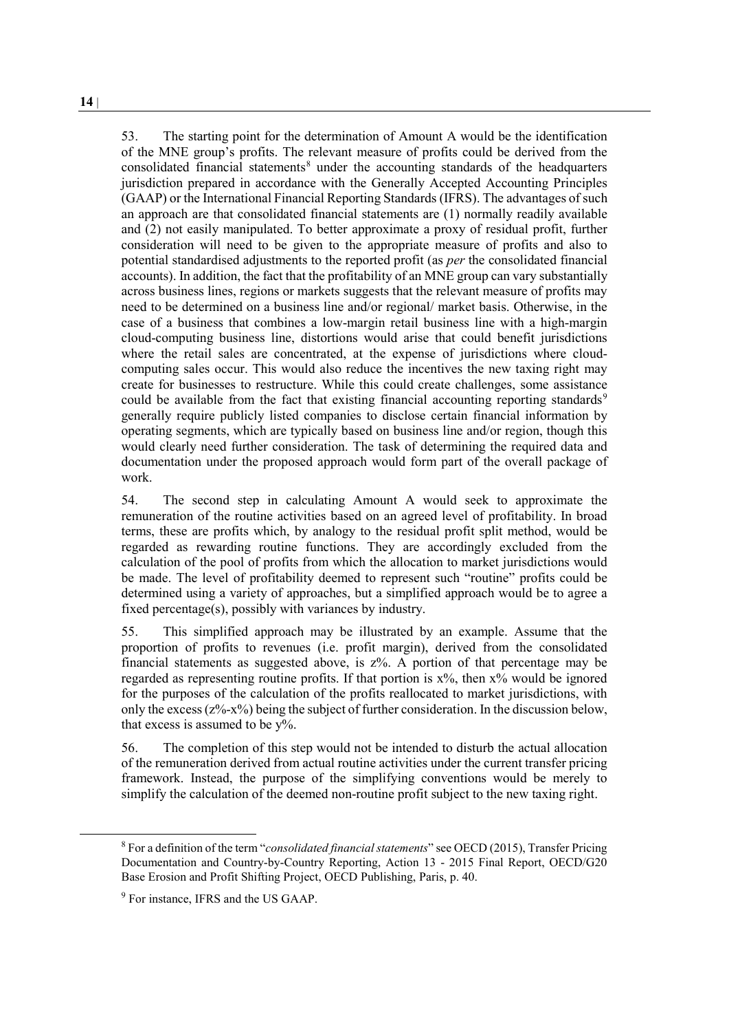53. The starting point for the determination of Amount A would be the identification of the MNE group's profits. The relevant measure of profits could be derived from the consolidated financial statements[8] under the accounting standards of the headquarters jurisdiction prepared in accordance with the Generally Accepted Accounting Principles (GAAP) or the International Financial Reporting Standards (IFRS). The advantages of such an approach are that consolidated financial statements are (1) normally readily available and (2) not easily manipulated. To better approximate a proxy of residual profit, further consideration will need to be given to the appropriate measure of profits and also to potential standardised adjustments to the reported profit (as *per* the consolidated financial accounts). In addition, the fact that the profitability of an MNE group can vary substantially across business lines, regions or markets suggests that the relevant measure of profits may need to be determined on a business line and/or regional/ market basis. Otherwise, in the case of a business that combines a low-margin retail business line with a high-margin cloud-computing business line, distortions would arise that could benefit jurisdictions where the retail sales are concentrated, at the expense of jurisdictions where cloud-computing sales occur. This would also reduce the incentives the new taxing right may create for businesses to restructure. While this could create challenges, some assistance could be available from the fact that existing financial accounting reporting standards[9] generally require publicly listed companies to disclose certain financial information by operating segments, which are typically based on business line and/or region, though this would clearly need further consideration. The task of determining the required data and documentation under the proposed approach would form part of the overall package of work.

54. The second step in calculating Amount A would seek to approximate the remuneration of the routine activities based on an agreed level of profitability. In broad terms, these are profits which, by analogy to the residual profit split method, would be regarded as rewarding routine functions. They are accordingly excluded from the calculation of the pool of profits from which the allocation to market jurisdictions would be made. The level of profitability deemed to represent such "routine" profits could be determined using a variety of approaches, but a simplified approach would be to agree a fixed percentage(s), possibly with variances by industry.

55. This simplified approach may be illustrated by an example. Assume that the proportion of profits to revenues (i.e. profit margin), derived from the consolidated financial statements as suggested above, is z%. A portion of that percentage may be regarded as representing routine profits. If that portion is x%, then x% would be ignored for the purposes of the calculation of the profits reallocated to market jurisdictions, with only the excess (z%-x%) being the subject of further consideration. In the discussion below, that excess is assumed to be y%.

56. The completion of this step would not be intended to disturb the actual allocation of the remuneration derived from actual routine activities under the current transfer pricing framework. Instead, the purpose of the simplifying conventions would be merely to simplify the calculation of the deemed non-routine profit subject to the new taxing right.

[8] For a definition of the term "*consolidated financial statements*" see OECD (2015), Transfer Pricing Documentation and Country-by-Country Reporting, Action 13 - 2015 Final Report, OECD/G20 Base Erosion and Profit Shifting Project, OECD Publishing, Paris, p. 40.

[9] For instance, IFRS and the US GAAP.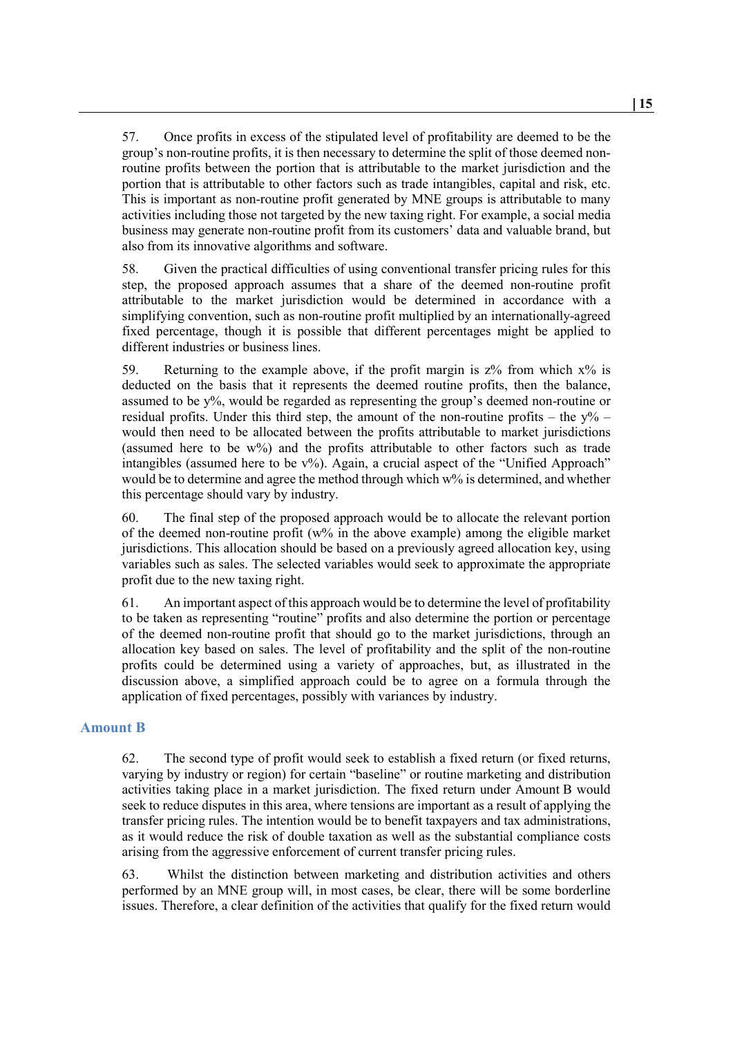57. Once profits in excess of the stipulated level of profitability are deemed to be the group's non-routine profits, it is then necessary to determine the split of those deemed non-routine profits between the portion that is attributable to the market jurisdiction and the portion that is attributable to other factors such as trade intangibles, capital and risk, etc. This is important as non-routine profit generated by MNE groups is attributable to many activities including those not targeted by the new taxing right. For example, a social media business may generate non-routine profit from its customers' data and valuable brand, but also from its innovative algorithms and software.

58. Given the practical difficulties of using conventional transfer pricing rules for this step, the proposed approach assumes that a share of the deemed non-routine profit attributable to the market jurisdiction would be determined in accordance with a simplifying convention, such as non-routine profit multiplied by an internationally-agreed fixed percentage, though it is possible that different percentages might be applied to different industries or business lines.

59. Returning to the example above, if the profit margin is z% from which x% is deducted on the basis that it represents the deemed routine profits, then the balance, assumed to be y%, would be regarded as representing the group's deemed non-routine or residual profits. Under this third step, the amount of the non-routine profits – the y% – would then need to be allocated between the profits attributable to market jurisdictions (assumed here to be w%) and the profits attributable to other factors such as trade intangibles (assumed here to be v%). Again, a crucial aspect of the "Unified Approach" would be to determine and agree the method through which w% is determined, and whether this percentage should vary by industry.

60. The final step of the proposed approach would be to allocate the relevant portion of the deemed non-routine profit (w% in the above example) among the eligible market jurisdictions. This allocation should be based on a previously agreed allocation key, using variables such as sales. The selected variables would seek to approximate the appropriate profit due to the new taxing right.

61. An important aspect of this approach would be to determine the level of profitability to be taken as representing "routine" profits and also determine the portion or percentage of the deemed non-routine profit that should go to the market jurisdictions, through an allocation key based on sales. The level of profitability and the split of the non-routine profits could be determined using a variety of approaches, but, as illustrated in the discussion above, a simplified approach could be to agree on a formula through the application of fixed percentages, possibly with variances by industry.

### Amount B

62. The second type of profit would seek to establish a fixed return (or fixed returns, varying by industry or region) for certain "baseline" or routine marketing and distribution activities taking place in a market jurisdiction. The fixed return under Amount B would seek to reduce disputes in this area, where tensions are important as a result of applying the transfer pricing rules. The intention would be to benefit taxpayers and tax administrations, as it would reduce the risk of double taxation as well as the substantial compliance costs arising from the aggressive enforcement of current transfer pricing rules.

63. Whilst the distinction between marketing and distribution activities and others performed by an MNE group will, in most cases, be clear, there will be some borderline issues. Therefore, a clear definition of the activities that qualify for the fixed return would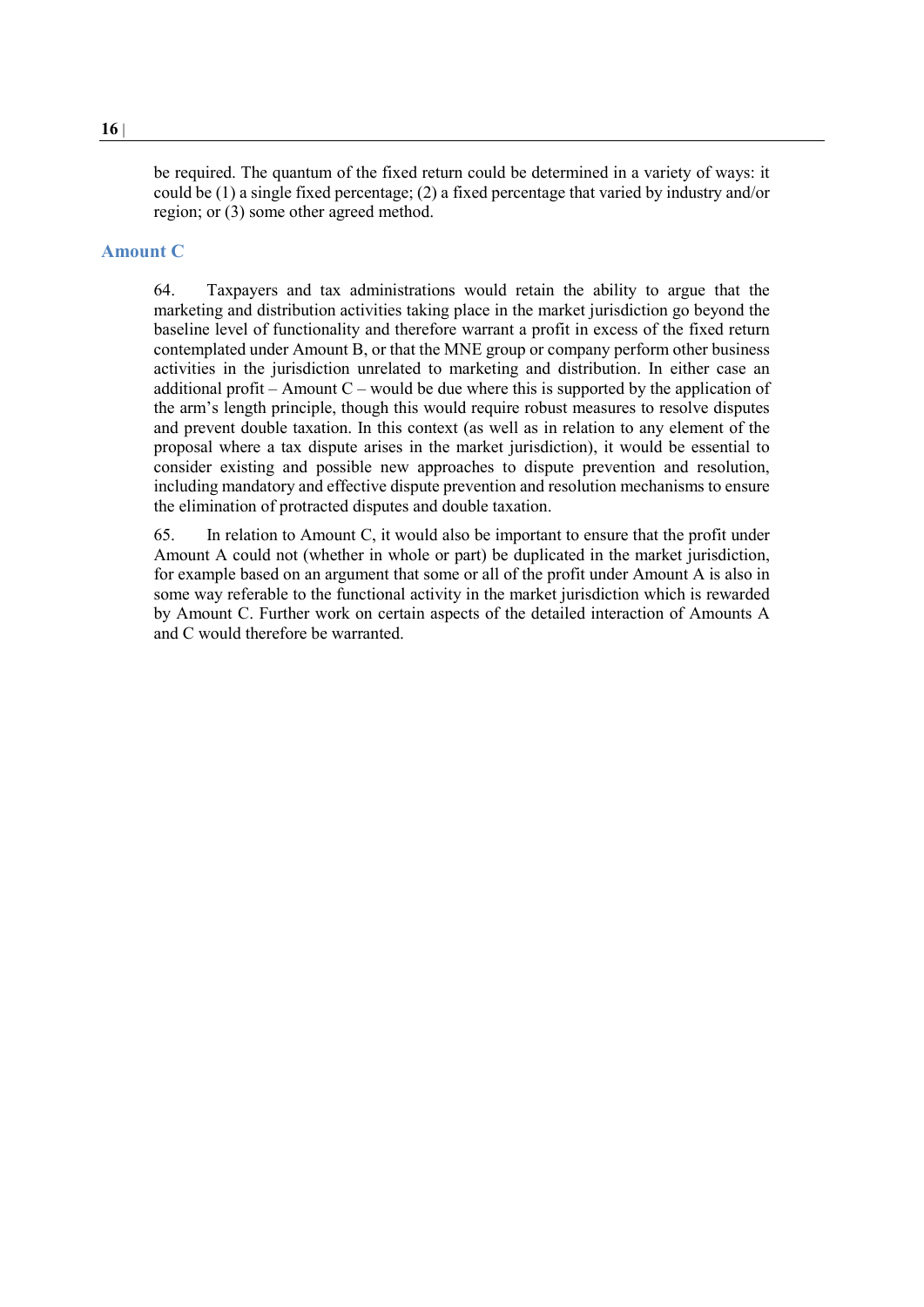be required. The quantum of the fixed return could be determined in a variety of ways: it could be (1) a single fixed percentage; (2) a fixed percentage that varied by industry and/or region; or (3) some other agreed method.

### Amount C

64. Taxpayers and tax administrations would retain the ability to argue that the marketing and distribution activities taking place in the market jurisdiction go beyond the baseline level of functionality and therefore warrant a profit in excess of the fixed return contemplated under Amount B, or that the MNE group or company perform other business activities in the jurisdiction unrelated to marketing and distribution. In either case an additional profit – Amount C – would be due where this is supported by the application of the arm's length principle, though this would require robust measures to resolve disputes and prevent double taxation. In this context (as well as in relation to any element of the proposal where a tax dispute arises in the market jurisdiction), it would be essential to consider existing and possible new approaches to dispute prevention and resolution, including mandatory and effective dispute prevention and resolution mechanisms to ensure the elimination of protracted disputes and double taxation.

65. In relation to Amount C, it would also be important to ensure that the profit under Amount A could not (whether in whole or part) be duplicated in the market jurisdiction, for example based on an argument that some or all of the profit under Amount A is also in some way referable to the functional activity in the market jurisdiction which is rewarded by Amount C. Further work on certain aspects of the detailed interaction of Amounts A and C would therefore be warranted.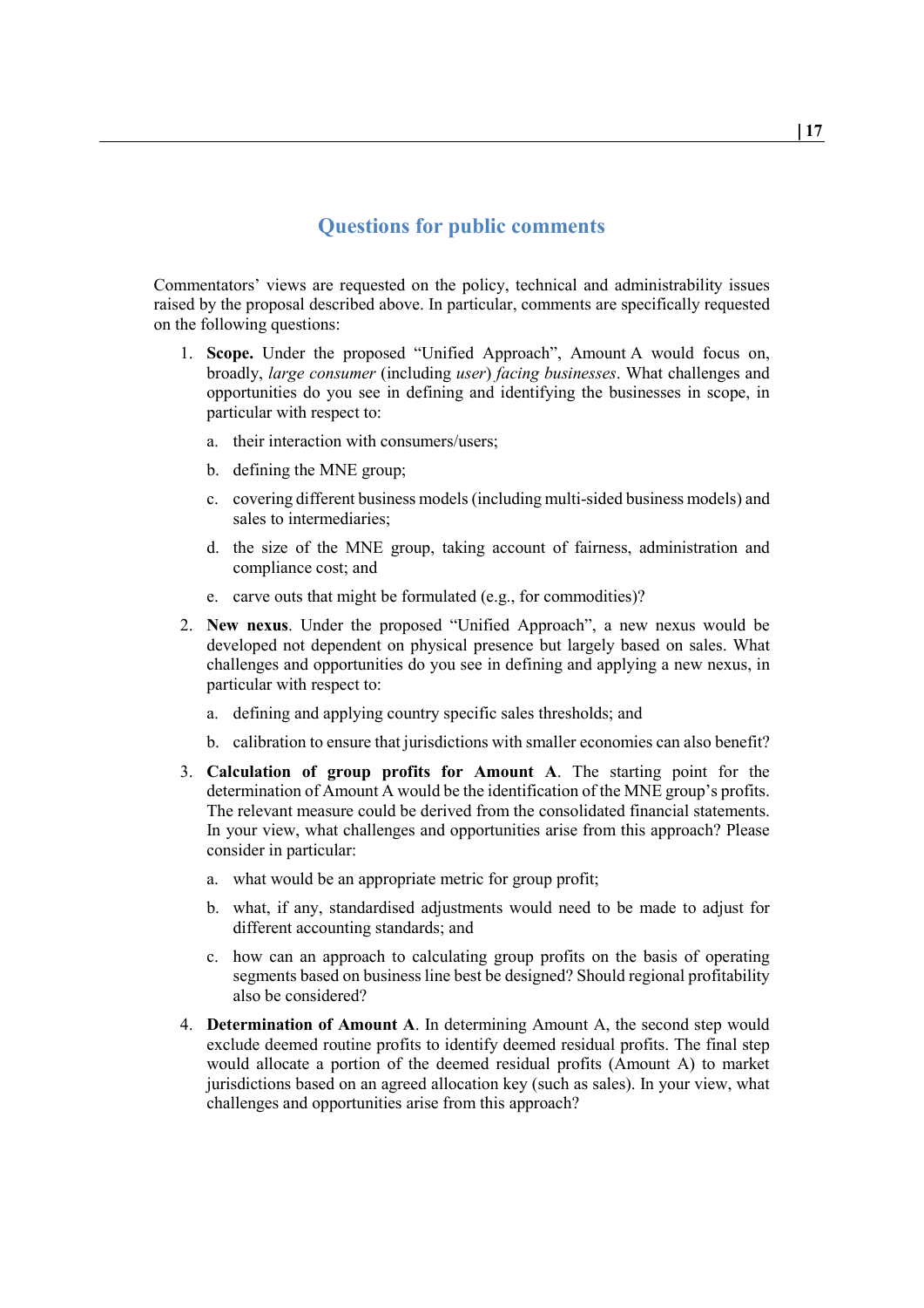## Questions for public comments

Commentators' views are requested on the policy, technical and administrability issues raised by the proposal described above. In particular, comments are specifically requested on the following questions:

1. **Scope.** Under the proposed "Unified Approach", Amount A would focus on, broadly, *large consumer* (including *user*) *facing businesses*. What challenges and opportunities do you see in defining and identifying the businesses in scope, in particular with respect to:
    a. their interaction with consumers/users;
    b. defining the MNE group;
    c. covering different business models (including multi-sided business models) and sales to intermediaries;
    d. the size of the MNE group, taking account of fairness, administration and compliance cost; and
    e. carve outs that might be formulated (e.g., for commodities)?
2. **New nexus**. Under the proposed "Unified Approach", a new nexus would be developed not dependent on physical presence but largely based on sales. What challenges and opportunities do you see in defining and applying a new nexus, in particular with respect to:
    a. defining and applying country specific sales thresholds; and
    b. calibration to ensure that jurisdictions with smaller economies can also benefit?
3. **Calculation of group profits for Amount A**. The starting point for the determination of Amount A would be the identification of the MNE group's profits. The relevant measure could be derived from the consolidated financial statements. In your view, what challenges and opportunities arise from this approach? Please consider in particular:
    a. what would be an appropriate metric for group profit;
    b. what, if any, standardised adjustments would need to be made to adjust for different accounting standards; and
    c. how can an approach to calculating group profits on the basis of operating segments based on business line best be designed? Should regional profitability also be considered?
4. **Determination of Amount A**. In determining Amount A, the second step would exclude deemed routine profits to identify deemed residual profits. The final step would allocate a portion of the deemed residual profits (Amount A) to market jurisdictions based on an agreed allocation key (such as sales). In your view, what challenges and opportunities arise from this approach?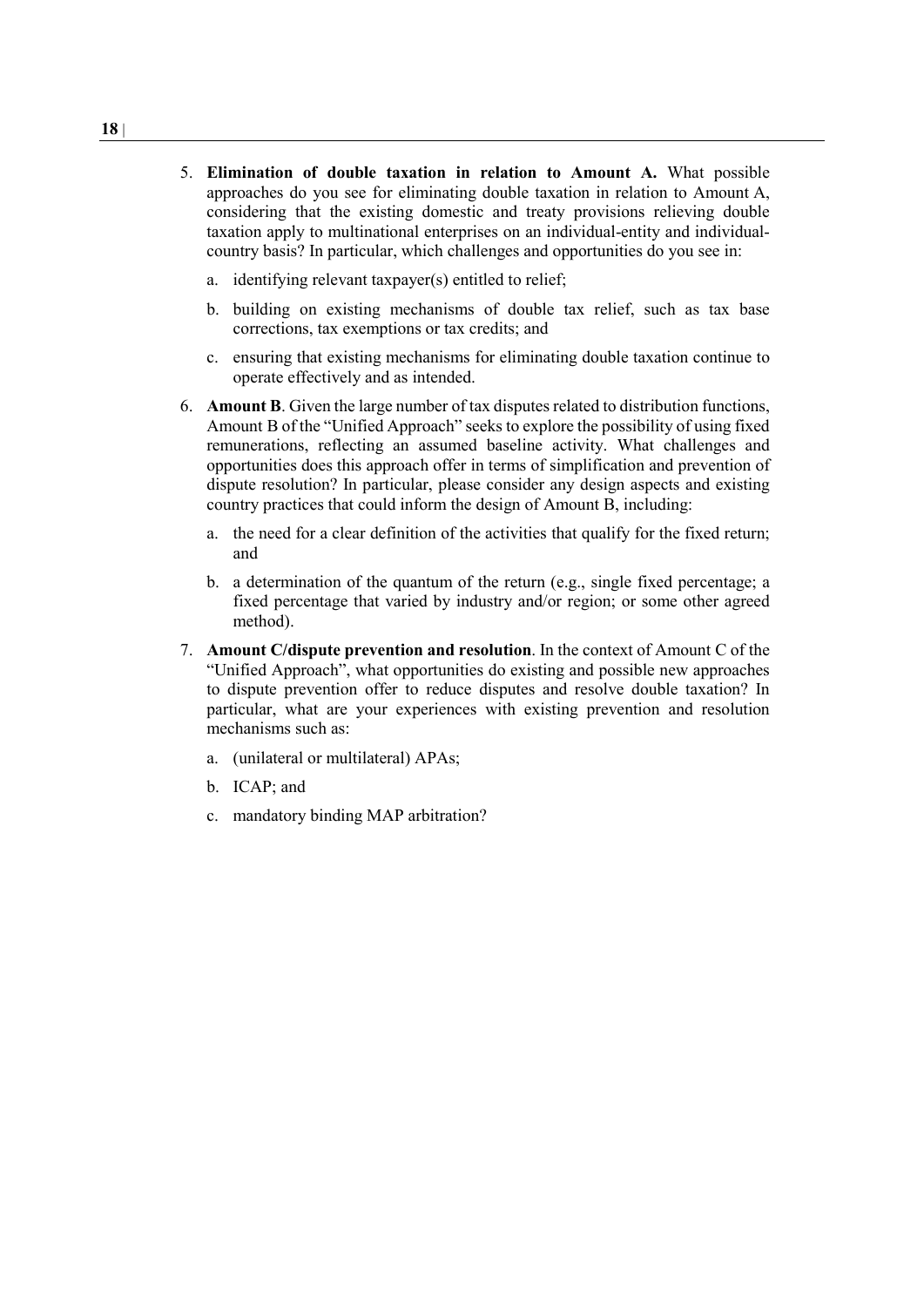5. **Elimination of double taxation in relation to Amount A.** What possible approaches do you see for eliminating double taxation in relation to Amount A, considering that the existing domestic and treaty provisions relieving double taxation apply to multinational enterprises on an individual-entity and individual-country basis? In particular, which challenges and opportunities do you see in:

   a. identifying relevant taxpayer(s) entitled to relief;

   b. building on existing mechanisms of double tax relief, such as tax base corrections, tax exemptions or tax credits; and

   c. ensuring that existing mechanisms for eliminating double taxation continue to operate effectively and as intended.

6. **Amount B**. Given the large number of tax disputes related to distribution functions, Amount B of the "Unified Approach" seeks to explore the possibility of using fixed remunerations, reflecting an assumed baseline activity. What challenges and opportunities does this approach offer in terms of simplification and prevention of dispute resolution? In particular, please consider any design aspects and existing country practices that could inform the design of Amount B, including:

   a. the need for a clear definition of the activities that qualify for the fixed return; and

   b. a determination of the quantum of the return (e.g., single fixed percentage; a fixed percentage that varied by industry and/or region; or some other agreed method).

7. **Amount C/dispute prevention and resolution**. In the context of Amount C of the "Unified Approach", what opportunities do existing and possible new approaches to dispute prevention offer to reduce disputes and resolve double taxation? In particular, what are your experiences with existing prevention and resolution mechanisms such as:

   a. (unilateral or multilateral) APAs;

   b. ICAP; and

   c. mandatory binding MAP arbitration?